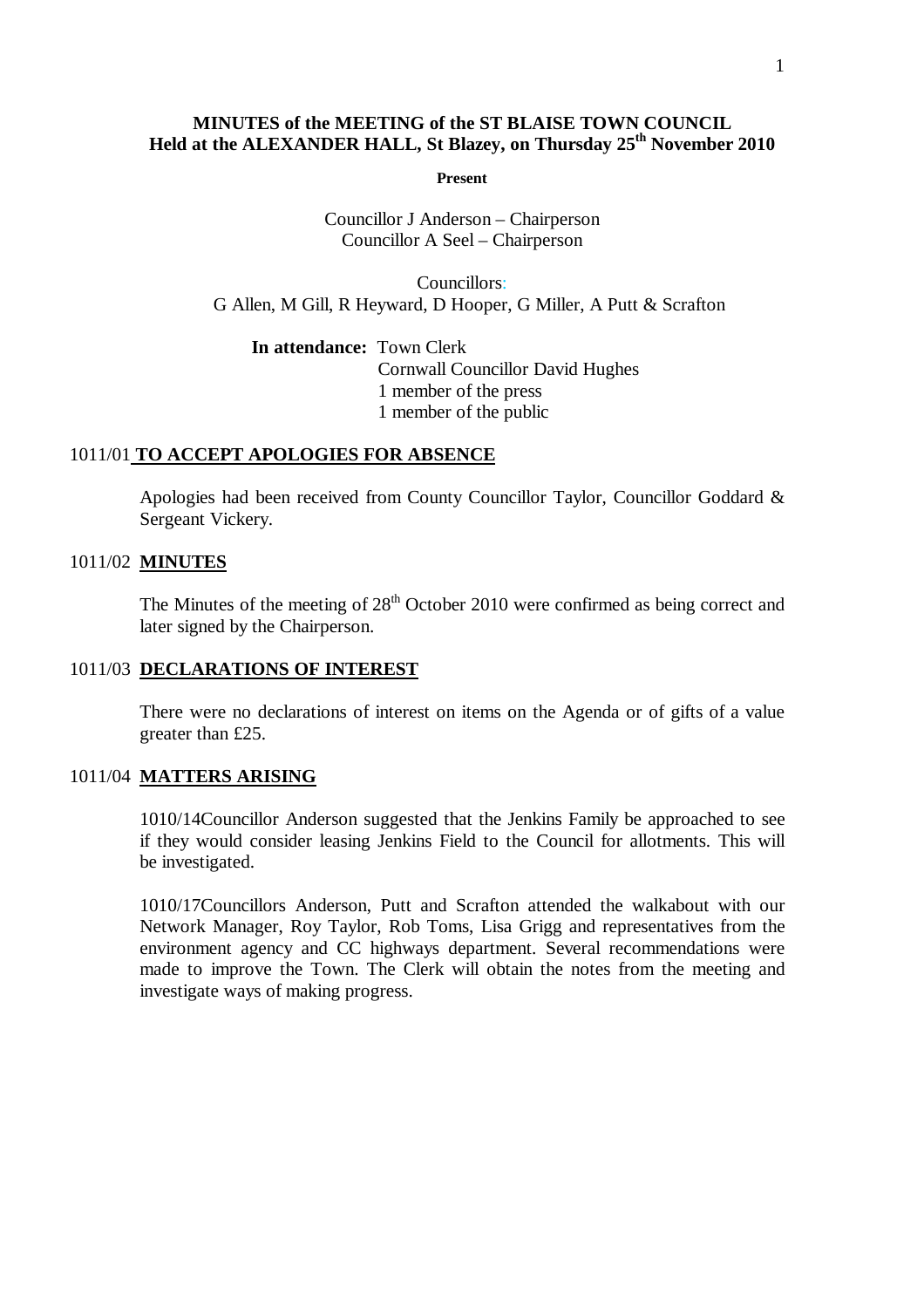**MINUTES of the MEETING of the ST BLAISE TOWN COUNCIL**
**Held at the ALEXANDER HALL, St Blazey, on Thursday 25th November 2010**

**Present**

Councillor J Anderson – Chairperson
Councillor A Seel – Chairperson

Councillors:
G Allen, M Gill, R Heyward, D Hooper, G Miller, A Putt & Scrafton

**In attendance:** Town Clerk
Cornwall Councillor David Hughes
1 member of the press
1 member of the public

## 1011/01 TO ACCEPT APOLOGIES FOR ABSENCE

Apologies had been received from County Councillor Taylor, Councillor Goddard & Sergeant Vickery.

## 1011/02 MINUTES

The Minutes of the meeting of 28th October 2010 were confirmed as being correct and later signed by the Chairperson.

## 1011/03 DECLARATIONS OF INTEREST

There were no declarations of interest on items on the Agenda or of gifts of a value greater than £25.

## 1011/04 MATTERS ARISING

1010/14Councillor Anderson suggested that the Jenkins Family be approached to see if they would consider leasing Jenkins Field to the Council for allotments. This will be investigated.

1010/17Councillors Anderson, Putt and Scrafton attended the walkabout with our Network Manager, Roy Taylor, Rob Toms, Lisa Grigg and representatives from the environment agency and CC highways department. Several recommendations were made to improve the Town. The Clerk will obtain the notes from the meeting and investigate ways of making progress.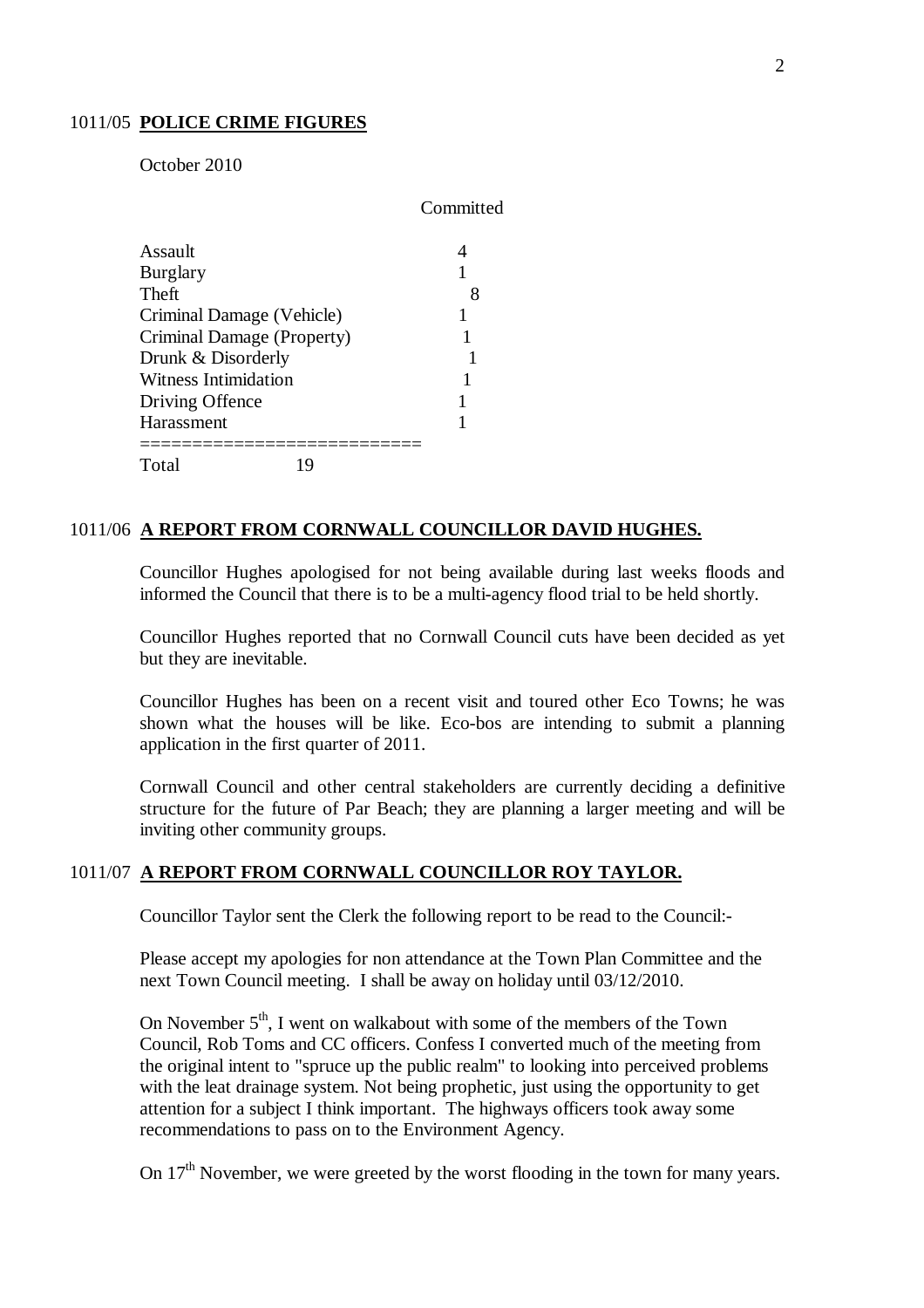## 1011/05 **POLICE CRIME FIGURES**

October 2010

| | Committed |
|---|---|
| Assault | 4 |
| Burglary | 1 |
| Theft | 8 |
| Criminal Damage (Vehicle) | 1 |
| Criminal Damage (Property) | 1 |
| Drunk & Disorderly | 1 |
| Witness Intimidation | 1 |
| Driving Offence | 1 |
| Harassment | 1 |
| Total | 19 |

## 1011/06 **A REPORT FROM CORNWALL COUNCILLOR DAVID HUGHES.**

Councillor Hughes apologised for not being available during last weeks floods and informed the Council that there is to be a multi-agency flood trial to be held shortly.

Councillor Hughes reported that no Cornwall Council cuts have been decided as yet but they are inevitable.

Councillor Hughes has been on a recent visit and toured other Eco Towns; he was shown what the houses will be like. Eco-bos are intending to submit a planning application in the first quarter of 2011.

Cornwall Council and other central stakeholders are currently deciding a definitive structure for the future of Par Beach; they are planning a larger meeting and will be inviting other community groups.

## 1011/07 **A REPORT FROM CORNWALL COUNCILLOR ROY TAYLOR.**

Councillor Taylor sent the Clerk the following report to be read to the Council:-

Please accept my apologies for non attendance at the Town Plan Committee and the next Town Council meeting. I shall be away on holiday until 03/12/2010.

On November 5th, I went on walkabout with some of the members of the Town Council, Rob Toms and CC officers. Confess I converted much of the meeting from the original intent to "spruce up the public realm" to looking into perceived problems with the leat drainage system. Not being prophetic, just using the opportunity to get attention for a subject I think important. The highways officers took away some recommendations to pass on to the Environment Agency.

On 17th November, we were greeted by the worst flooding in the town for many years.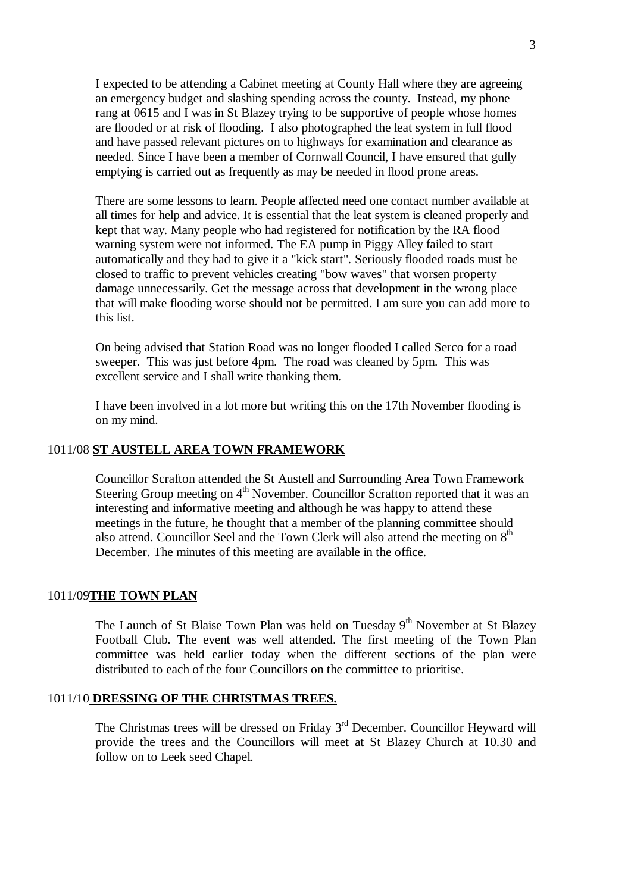I expected to be attending a Cabinet meeting at County Hall where they are agreeing an emergency budget and slashing spending across the county. Instead, my phone rang at 0615 and I was in St Blazey trying to be supportive of people whose homes are flooded or at risk of flooding. I also photographed the leat system in full flood and have passed relevant pictures on to highways for examination and clearance as needed. Since I have been a member of Cornwall Council, I have ensured that gully emptying is carried out as frequently as may be needed in flood prone areas.

There are some lessons to learn. People affected need one contact number available at all times for help and advice. It is essential that the leat system is cleaned properly and kept that way. Many people who had registered for notification by the RA flood warning system were not informed. The EA pump in Piggy Alley failed to start automatically and they had to give it a "kick start". Seriously flooded roads must be closed to traffic to prevent vehicles creating "bow waves" that worsen property damage unnecessarily. Get the message across that development in the wrong place that will make flooding worse should not be permitted. I am sure you can add more to this list.

On being advised that Station Road was no longer flooded I called Serco for a road sweeper. This was just before 4pm. The road was cleaned by 5pm. This was excellent service and I shall write thanking them.

I have been involved in a lot more but writing this on the 17th November flooding is on my mind.

1011/08 **ST AUSTELL AREA TOWN FRAMEWORK**

Councillor Scrafton attended the St Austell and Surrounding Area Town Framework Steering Group meeting on 4th November. Councillor Scrafton reported that it was an interesting and informative meeting and although he was happy to attend these meetings in the future, he thought that a member of the planning committee should also attend. Councillor Seel and the Town Clerk will also attend the meeting on 8th December. The minutes of this meeting are available in the office.

1011/09 **THE TOWN PLAN**

The Launch of St Blaise Town Plan was held on Tuesday 9th November at St Blazey Football Club. The event was well attended. The first meeting of the Town Plan committee was held earlier today when the different sections of the plan were distributed to each of the four Councillors on the committee to prioritise.

1011/10 **DRESSING OF THE CHRISTMAS TREES.**

The Christmas trees will be dressed on Friday 3rd December. Councillor Heyward will provide the trees and the Councillors will meet at St Blazey Church at 10.30 and follow on to Leek seed Chapel.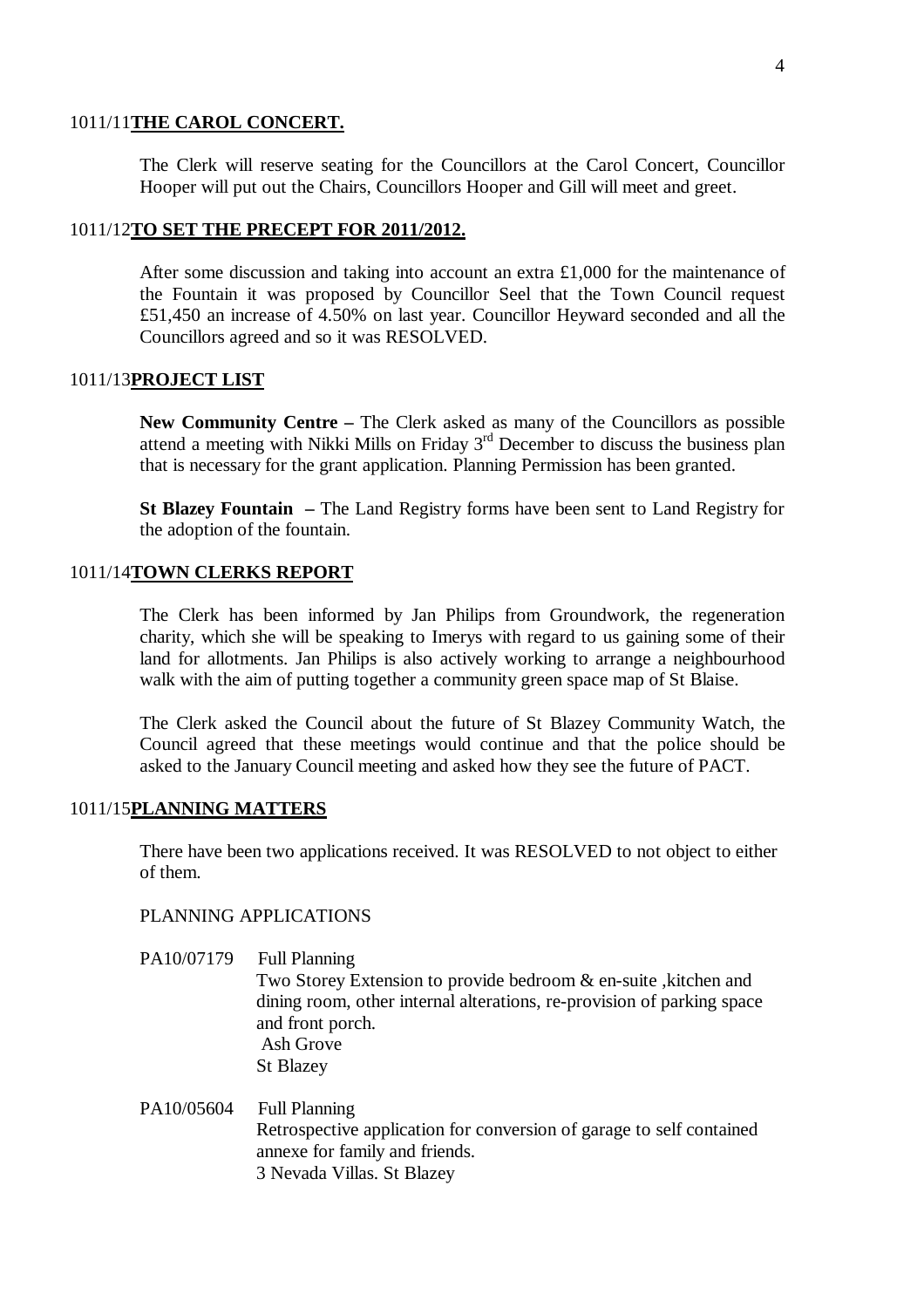## 1011/11 **THE CAROL CONCERT.**

The Clerk will reserve seating for the Councillors at the Carol Concert, Councillor Hooper will put out the Chairs, Councillors Hooper and Gill will meet and greet.

## 1011/12 **TO SET THE PRECEPT FOR 2011/2012.**

After some discussion and taking into account an extra £1,000 for the maintenance of the Fountain it was proposed by Councillor Seel that the Town Council request £51,450 an increase of 4.50% on last year. Councillor Heyward seconded and all the Councillors agreed and so it was RESOLVED.

## 1011/13 **PROJECT LIST**

**New Community Centre –** The Clerk asked as many of the Councillors as possible attend a meeting with Nikki Mills on Friday 3rd December to discuss the business plan that is necessary for the grant application. Planning Permission has been granted.

**St Blazey Fountain –** The Land Registry forms have been sent to Land Registry for the adoption of the fountain.

## 1011/14 **TOWN CLERKS REPORT**

The Clerk has been informed by Jan Philips from Groundwork, the regeneration charity, which she will be speaking to Imerys with regard to us gaining some of their land for allotments. Jan Philips is also actively working to arrange a neighbourhood walk with the aim of putting together a community green space map of St Blaise.

The Clerk asked the Council about the future of St Blazey Community Watch, the Council agreed that these meetings would continue and that the police should be asked to the January Council meeting and asked how they see the future of PACT.

## 1011/15 **PLANNING MATTERS**

There have been two applications received. It was RESOLVED to not object to either of them.

PLANNING APPLICATIONS

PA10/07179 Full Planning
Two Storey Extension to provide bedroom & en-suite ,kitchen and dining room, other internal alterations, re-provision of parking space and front porch.
Ash Grove
St Blazey

PA10/05604 Full Planning
Retrospective application for conversion of garage to self contained annexe for family and friends.
3 Nevada Villas. St Blazey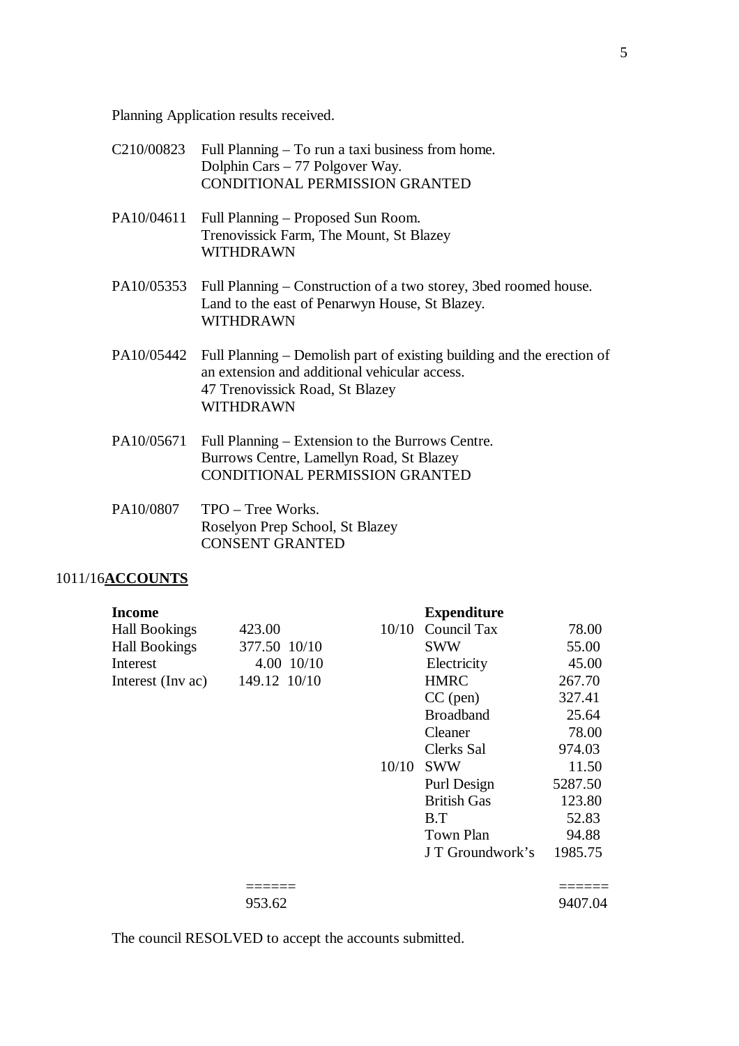Planning Application results received.

C210/00823 Full Planning – To run a taxi business from home.
Dolphin Cars – 77 Polgover Way.
CONDITIONAL PERMISSION GRANTED

PA10/04611 Full Planning – Proposed Sun Room.
Trenovissick Farm, The Mount, St Blazey
WITHDRAWN

PA10/05353 Full Planning – Construction of a two storey, 3bed roomed house.
Land to the east of Penarwyn House, St Blazey.
WITHDRAWN

PA10/05442 Full Planning – Demolish part of existing building and the erection of an extension and additional vehicular access.
47 Trenovissick Road, St Blazey
WITHDRAWN

PA10/05671 Full Planning – Extension to the Burrows Centre.
Burrows Centre, Lamellyn Road, St Blazey
CONDITIONAL PERMISSION GRANTED

PA10/0807 TPO – Tree Works.
Roselyon Prep School, St Blazey
CONSENT GRANTED

1011/16**ACCOUNTS**

| **Income** | | | | **Expenditure** | |
|---|---|---|---|---|---|
| Hall Bookings | 423.00 | | 10/10 | Council Tax | 78.00 |
| Hall Bookings | 377.50 | 10/10 | | SWW | 55.00 |
| Interest | 4.00 | 10/10 | | Electricity | 45.00 |
| Interest (Inv ac) | 149.12 | 10/10 | | HMRC | 267.70 |
| | | | | CC (pen) | 327.41 |
| | | | | Broadband | 25.64 |
| | | | | Cleaner | 78.00 |
| | | | | Clerks Sal | 974.03 |
| | | | 10/10 | SWW | 11.50 |
| | | | | Purl Design | 5287.50 |
| | | | | British Gas | 123.80 |
| | | | | B.T | 52.83 |
| | | | | Town Plan | 94.88 |
| | | | | J T Groundwork's | 1985.75 |
| | ====== | | | | ====== |
| | 953.62 | | | | 9407.04 |

The council RESOLVED to accept the accounts submitted.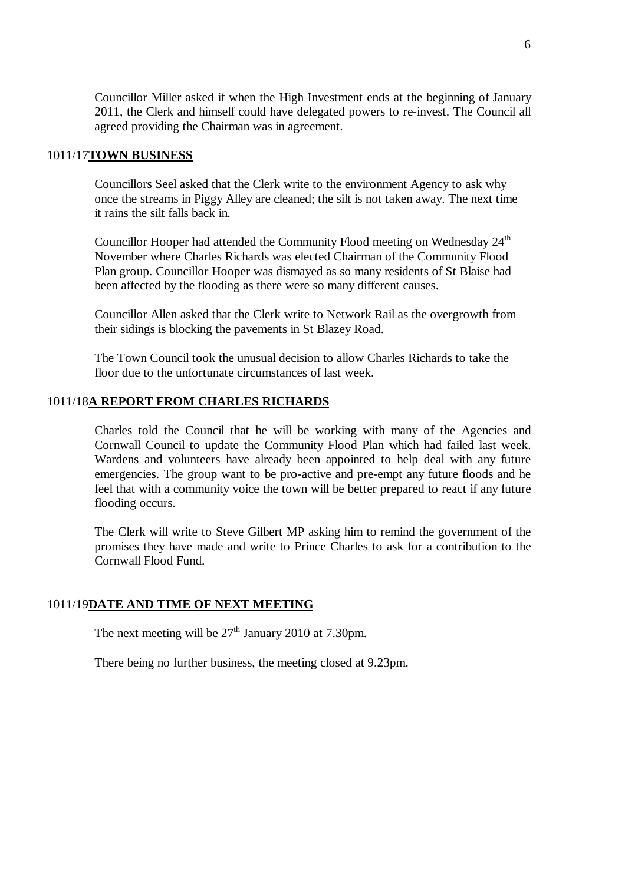Councillor Miller asked if when the High Investment ends at the beginning of January 2011, the Clerk and himself could have delegated powers to re-invest. The Council all agreed providing the Chairman was in agreement.

1011/17**TOWN BUSINESS**

Councillors Seel asked that the Clerk write to the environment Agency to ask why once the streams in Piggy Alley are cleaned; the silt is not taken away. The next time it rains the silt falls back in.

Councillor Hooper had attended the Community Flood meeting on Wednesday 24th November where Charles Richards was elected Chairman of the Community Flood Plan group. Councillor Hooper was dismayed as so many residents of St Blaise had been affected by the flooding as there were so many different causes.

Councillor Allen asked that the Clerk write to Network Rail as the overgrowth from their sidings is blocking the pavements in St Blazey Road.

The Town Council took the unusual decision to allow Charles Richards to take the floor due to the unfortunate circumstances of last week.

1011/18**A REPORT FROM CHARLES RICHARDS**

Charles told the Council that he will be working with many of the Agencies and Cornwall Council to update the Community Flood Plan which had failed last week. Wardens and volunteers have already been appointed to help deal with any future emergencies. The group want to be pro-active and pre-empt any future floods and he feel that with a community voice the town will be better prepared to react if any future flooding occurs.

The Clerk will write to Steve Gilbert MP asking him to remind the government of the promises they have made and write to Prince Charles to ask for a contribution to the Cornwall Flood Fund.

1011/19**DATE AND TIME OF NEXT MEETING**

The next meeting will be 27th January 2010 at 7.30pm.

There being no further business, the meeting closed at 9.23pm.